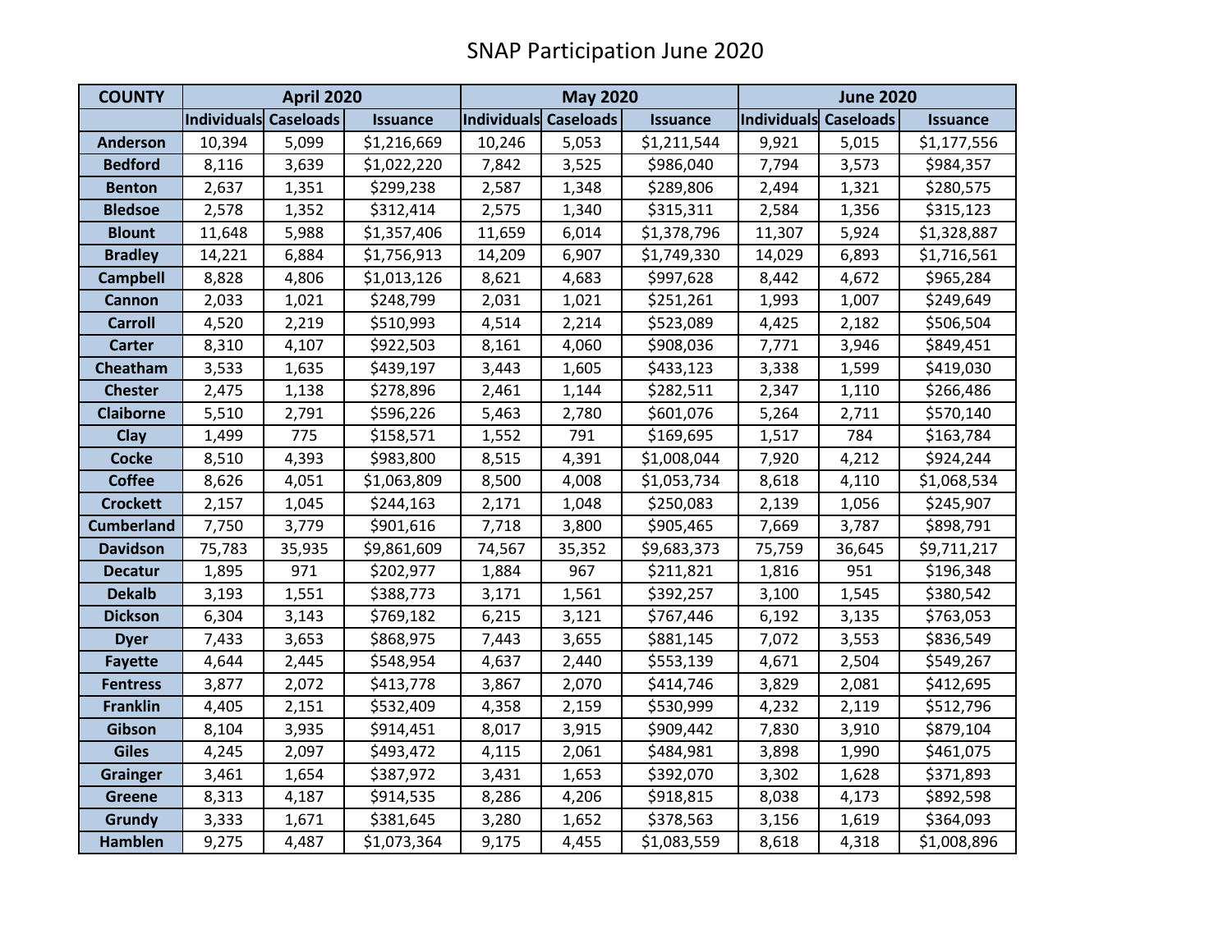# SNAP Participation June 2020

| COUNTY | April 2020 | | | May 2020 | | | June 2020 | | |
|---|---|---|---|---|---|---|---|---|---|
| | Individuals | Caseloads | Issuance | Individuals | Caseloads | Issuance | Individuals | Caseloads | Issuance |
| Anderson | 10,394 | 5,099 | $1,216,669 | 10,246 | 5,053 | $1,211,544 | 9,921 | 5,015 | $1,177,556 |
| Bedford | 8,116 | 3,639 | $1,022,220 | 7,842 | 3,525 | $986,040 | 7,794 | 3,573 | $984,357 |
| Benton | 2,637 | 1,351 | $299,238 | 2,587 | 1,348 | $289,806 | 2,494 | 1,321 | $280,575 |
| Bledsoe | 2,578 | 1,352 | $312,414 | 2,575 | 1,340 | $315,311 | 2,584 | 1,356 | $315,123 |
| Blount | 11,648 | 5,988 | $1,357,406 | 11,659 | 6,014 | $1,378,796 | 11,307 | 5,924 | $1,328,887 |
| Bradley | 14,221 | 6,884 | $1,756,913 | 14,209 | 6,907 | $1,749,330 | 14,029 | 6,893 | $1,716,561 |
| Campbell | 8,828 | 4,806 | $1,013,126 | 8,621 | 4,683 | $997,628 | 8,442 | 4,672 | $965,284 |
| Cannon | 2,033 | 1,021 | $248,799 | 2,031 | 1,021 | $251,261 | 1,993 | 1,007 | $249,649 |
| Carroll | 4,520 | 2,219 | $510,993 | 4,514 | 2,214 | $523,089 | 4,425 | 2,182 | $506,504 |
| Carter | 8,310 | 4,107 | $922,503 | 8,161 | 4,060 | $908,036 | 7,771 | 3,946 | $849,451 |
| Cheatham | 3,533 | 1,635 | $439,197 | 3,443 | 1,605 | $433,123 | 3,338 | 1,599 | $419,030 |
| Chester | 2,475 | 1,138 | $278,896 | 2,461 | 1,144 | $282,511 | 2,347 | 1,110 | $266,486 |
| Claiborne | 5,510 | 2,791 | $596,226 | 5,463 | 2,780 | $601,076 | 5,264 | 2,711 | $570,140 |
| Clay | 1,499 | 775 | $158,571 | 1,552 | 791 | $169,695 | 1,517 | 784 | $163,784 |
| Cocke | 8,510 | 4,393 | $983,800 | 8,515 | 4,391 | $1,008,044 | 7,920 | 4,212 | $924,244 |
| Coffee | 8,626 | 4,051 | $1,063,809 | 8,500 | 4,008 | $1,053,734 | 8,618 | 4,110 | $1,068,534 |
| Crockett | 2,157 | 1,045 | $244,163 | 2,171 | 1,048 | $250,083 | 2,139 | 1,056 | $245,907 |
| Cumberland | 7,750 | 3,779 | $901,616 | 7,718 | 3,800 | $905,465 | 7,669 | 3,787 | $898,791 |
| Davidson | 75,783 | 35,935 | $9,861,609 | 74,567 | 35,352 | $9,683,373 | 75,759 | 36,645 | $9,711,217 |
| Decatur | 1,895 | 971 | $202,977 | 1,884 | 967 | $211,821 | 1,816 | 951 | $196,348 |
| Dekalb | 3,193 | 1,551 | $388,773 | 3,171 | 1,561 | $392,257 | 3,100 | 1,545 | $380,542 |
| Dickson | 6,304 | 3,143 | $769,182 | 6,215 | 3,121 | $767,446 | 6,192 | 3,135 | $763,053 |
| Dyer | 7,433 | 3,653 | $868,975 | 7,443 | 3,655 | $881,145 | 7,072 | 3,553 | $836,549 |
| Fayette | 4,644 | 2,445 | $548,954 | 4,637 | 2,440 | $553,139 | 4,671 | 2,504 | $549,267 |
| Fentress | 3,877 | 2,072 | $413,778 | 3,867 | 2,070 | $414,746 | 3,829 | 2,081 | $412,695 |
| Franklin | 4,405 | 2,151 | $532,409 | 4,358 | 2,159 | $530,999 | 4,232 | 2,119 | $512,796 |
| Gibson | 8,104 | 3,935 | $914,451 | 8,017 | 3,915 | $909,442 | 7,830 | 3,910 | $879,104 |
| Giles | 4,245 | 2,097 | $493,472 | 4,115 | 2,061 | $484,981 | 3,898 | 1,990 | $461,075 |
| Grainger | 3,461 | 1,654 | $387,972 | 3,431 | 1,653 | $392,070 | 3,302 | 1,628 | $371,893 |
| Greene | 8,313 | 4,187 | $914,535 | 8,286 | 4,206 | $918,815 | 8,038 | 4,173 | $892,598 |
| Grundy | 3,333 | 1,671 | $381,645 | 3,280 | 1,652 | $378,563 | 3,156 | 1,619 | $364,093 |
| Hamblen | 9,275 | 4,487 | $1,073,364 | 9,175 | 4,455 | $1,083,559 | 8,618 | 4,318 | $1,008,896 |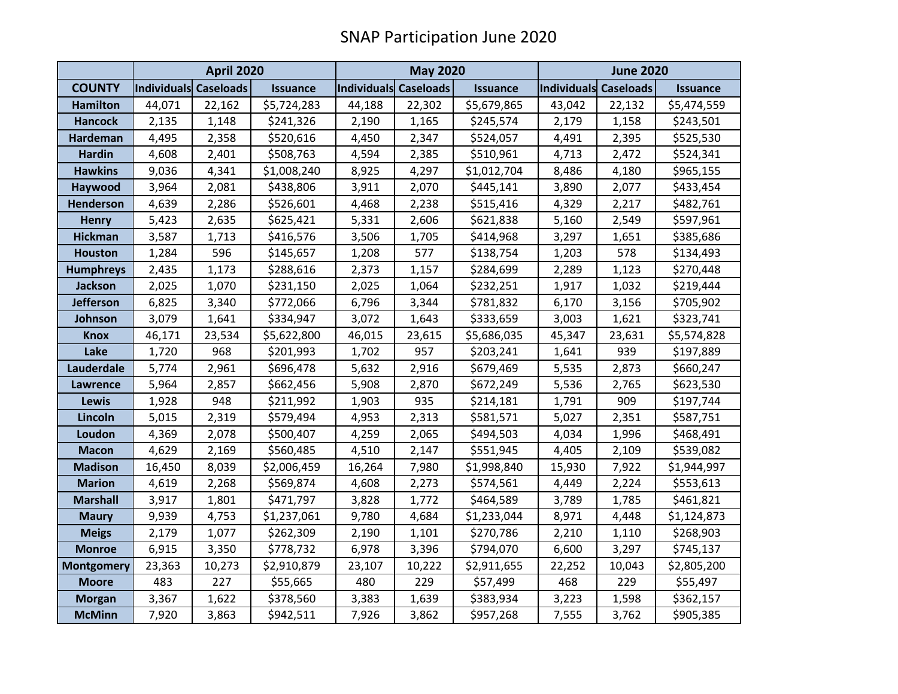# SNAP Participation June 2020

| COUNTY | April 2020 | | | May 2020 | | | June 2020 | | |
|---|---|---|---|---|---|---|---|---|---|
| | Individuals | Caseloads | Issuance | Individuals | Caseloads | Issuance | Individuals | Caseloads | Issuance |
| Hamilton | 44,071 | 22,162 | $5,724,283 | 44,188 | 22,302 | $5,679,865 | 43,042 | 22,132 | $5,474,559 |
| Hancock | 2,135 | 1,148 | $241,326 | 2,190 | 1,165 | $245,574 | 2,179 | 1,158 | $243,501 |
| Hardeman | 4,495 | 2,358 | $520,616 | 4,450 | 2,347 | $524,057 | 4,491 | 2,395 | $525,530 |
| Hardin | 4,608 | 2,401 | $508,763 | 4,594 | 2,385 | $510,961 | 4,713 | 2,472 | $524,341 |
| Hawkins | 9,036 | 4,341 | $1,008,240 | 8,925 | 4,297 | $1,012,704 | 8,486 | 4,180 | $965,155 |
| Haywood | 3,964 | 2,081 | $438,806 | 3,911 | 2,070 | $445,141 | 3,890 | 2,077 | $433,454 |
| Henderson | 4,639 | 2,286 | $526,601 | 4,468 | 2,238 | $515,416 | 4,329 | 2,217 | $482,761 |
| Henry | 5,423 | 2,635 | $625,421 | 5,331 | 2,606 | $621,838 | 5,160 | 2,549 | $597,961 |
| Hickman | 3,587 | 1,713 | $416,576 | 3,506 | 1,705 | $414,968 | 3,297 | 1,651 | $385,686 |
| Houston | 1,284 | 596 | $145,657 | 1,208 | 577 | $138,754 | 1,203 | 578 | $134,493 |
| Humphreys | 2,435 | 1,173 | $288,616 | 2,373 | 1,157 | $284,699 | 2,289 | 1,123 | $270,448 |
| Jackson | 2,025 | 1,070 | $231,150 | 2,025 | 1,064 | $232,251 | 1,917 | 1,032 | $219,444 |
| Jefferson | 6,825 | 3,340 | $772,066 | 6,796 | 3,344 | $781,832 | 6,170 | 3,156 | $705,902 |
| Johnson | 3,079 | 1,641 | $334,947 | 3,072 | 1,643 | $333,659 | 3,003 | 1,621 | $323,741 |
| Knox | 46,171 | 23,534 | $5,622,800 | 46,015 | 23,615 | $5,686,035 | 45,347 | 23,631 | $5,574,828 |
| Lake | 1,720 | 968 | $201,993 | 1,702 | 957 | $203,241 | 1,641 | 939 | $197,889 |
| Lauderdale | 5,774 | 2,961 | $696,478 | 5,632 | 2,916 | $679,469 | 5,535 | 2,873 | $660,247 |
| Lawrence | 5,964 | 2,857 | $662,456 | 5,908 | 2,870 | $672,249 | 5,536 | 2,765 | $623,530 |
| Lewis | 1,928 | 948 | $211,992 | 1,903 | 935 | $214,181 | 1,791 | 909 | $197,744 |
| Lincoln | 5,015 | 2,319 | $579,494 | 4,953 | 2,313 | $581,571 | 5,027 | 2,351 | $587,751 |
| Loudon | 4,369 | 2,078 | $500,407 | 4,259 | 2,065 | $494,503 | 4,034 | 1,996 | $468,491 |
| Macon | 4,629 | 2,169 | $560,485 | 4,510 | 2,147 | $551,945 | 4,405 | 2,109 | $539,082 |
| Madison | 16,450 | 8,039 | $2,006,459 | 16,264 | 7,980 | $1,998,840 | 15,930 | 7,922 | $1,944,997 |
| Marion | 4,619 | 2,268 | $569,874 | 4,608 | 2,273 | $574,561 | 4,449 | 2,224 | $553,613 |
| Marshall | 3,917 | 1,801 | $471,797 | 3,828 | 1,772 | $464,589 | 3,789 | 1,785 | $461,821 |
| Maury | 9,939 | 4,753 | $1,237,061 | 9,780 | 4,684 | $1,233,044 | 8,971 | 4,448 | $1,124,873 |
| Meigs | 2,179 | 1,077 | $262,309 | 2,190 | 1,101 | $270,786 | 2,210 | 1,110 | $268,903 |
| Monroe | 6,915 | 3,350 | $778,732 | 6,978 | 3,396 | $794,070 | 6,600 | 3,297 | $745,137 |
| Montgomery | 23,363 | 10,273 | $2,910,879 | 23,107 | 10,222 | $2,911,655 | 22,252 | 10,043 | $2,805,200 |
| Moore | 483 | 227 | $55,665 | 480 | 229 | $57,499 | 468 | 229 | $55,497 |
| Morgan | 3,367 | 1,622 | $378,560 | 3,383 | 1,639 | $383,934 | 3,223 | 1,598 | $362,157 |
| McMinn | 7,920 | 3,863 | $942,511 | 7,926 | 3,862 | $957,268 | 7,555 | 3,762 | $905,385 |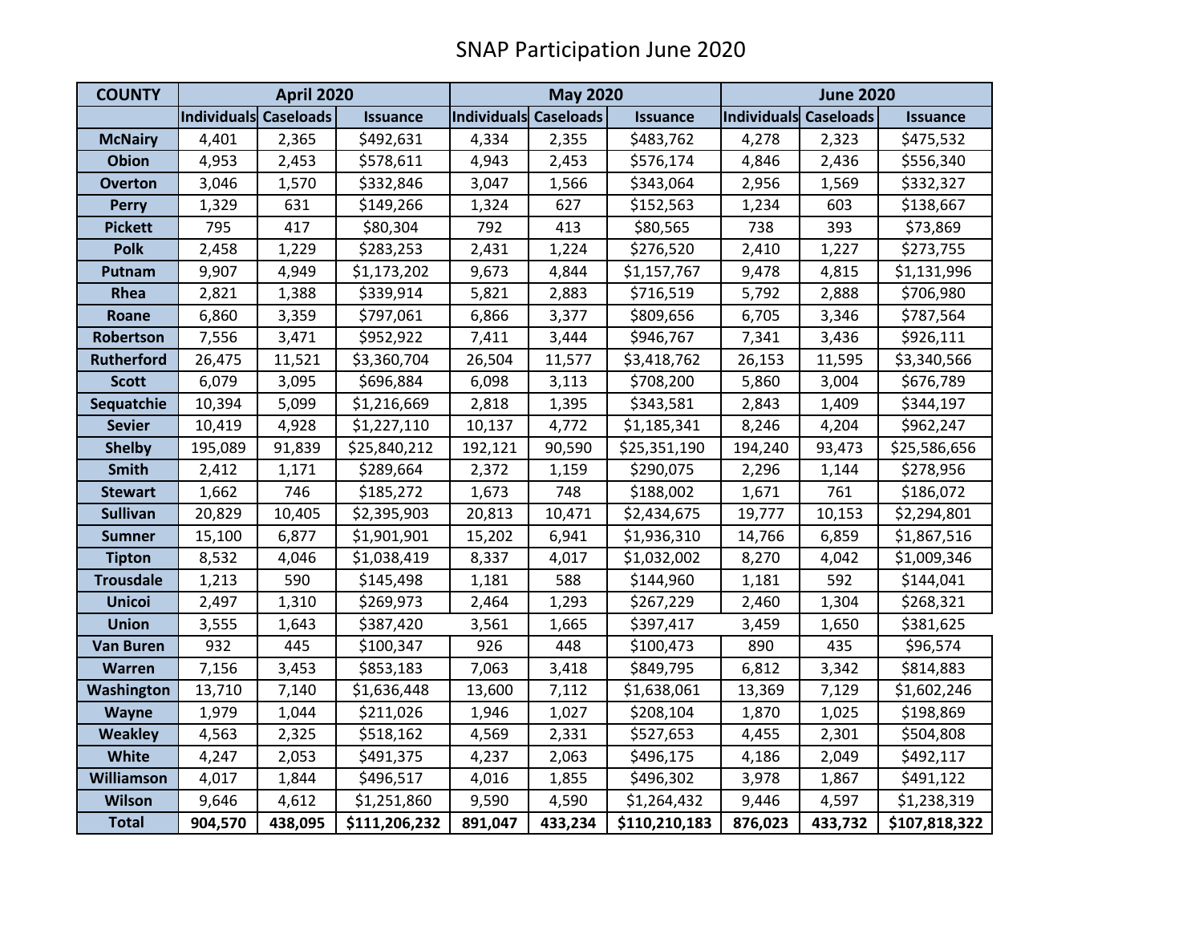# SNAP Participation June 2020

| COUNTY | April 2020 | | | May 2020 | | | June 2020 | | |
|---|---|---|---|---|---|---|---|---|---|
| | Individuals | Caseloads | Issuance | Individuals | Caseloads | Issuance | Individuals | Caseloads | Issuance |
| McNairy | 4,401 | 2,365 | $492,631 | 4,334 | 2,355 | $483,762 | 4,278 | 2,323 | $475,532 |
| Obion | 4,953 | 2,453 | $578,611 | 4,943 | 2,453 | $576,174 | 4,846 | 2,436 | $556,340 |
| Overton | 3,046 | 1,570 | $332,846 | 3,047 | 1,566 | $343,064 | 2,956 | 1,569 | $332,327 |
| Perry | 1,329 | 631 | $149,266 | 1,324 | 627 | $152,563 | 1,234 | 603 | $138,667 |
| Pickett | 795 | 417 | $80,304 | 792 | 413 | $80,565 | 738 | 393 | $73,869 |
| Polk | 2,458 | 1,229 | $283,253 | 2,431 | 1,224 | $276,520 | 2,410 | 1,227 | $273,755 |
| Putnam | 9,907 | 4,949 | $1,173,202 | 9,673 | 4,844 | $1,157,767 | 9,478 | 4,815 | $1,131,996 |
| Rhea | 2,821 | 1,388 | $339,914 | 5,821 | 2,883 | $716,519 | 5,792 | 2,888 | $706,980 |
| Roane | 6,860 | 3,359 | $797,061 | 6,866 | 3,377 | $809,656 | 6,705 | 3,346 | $787,564 |
| Robertson | 7,556 | 3,471 | $952,922 | 7,411 | 3,444 | $946,767 | 7,341 | 3,436 | $926,111 |
| Rutherford | 26,475 | 11,521 | $3,360,704 | 26,504 | 11,577 | $3,418,762 | 26,153 | 11,595 | $3,340,566 |
| Scott | 6,079 | 3,095 | $696,884 | 6,098 | 3,113 | $708,200 | 5,860 | 3,004 | $676,789 |
| Sequatchie | 10,394 | 5,099 | $1,216,669 | 2,818 | 1,395 | $343,581 | 2,843 | 1,409 | $344,197 |
| Sevier | 10,419 | 4,928 | $1,227,110 | 10,137 | 4,772 | $1,185,341 | 8,246 | 4,204 | $962,247 |
| Shelby | 195,089 | 91,839 | $25,840,212 | 192,121 | 90,590 | $25,351,190 | 194,240 | 93,473 | $25,586,656 |
| Smith | 2,412 | 1,171 | $289,664 | 2,372 | 1,159 | $290,075 | 2,296 | 1,144 | $278,956 |
| Stewart | 1,662 | 746 | $185,272 | 1,673 | 748 | $188,002 | 1,671 | 761 | $186,072 |
| Sullivan | 20,829 | 10,405 | $2,395,903 | 20,813 | 10,471 | $2,434,675 | 19,777 | 10,153 | $2,294,801 |
| Sumner | 15,100 | 6,877 | $1,901,901 | 15,202 | 6,941 | $1,936,310 | 14,766 | 6,859 | $1,867,516 |
| Tipton | 8,532 | 4,046 | $1,038,419 | 8,337 | 4,017 | $1,032,002 | 8,270 | 4,042 | $1,009,346 |
| Trousdale | 1,213 | 590 | $145,498 | 1,181 | 588 | $144,960 | 1,181 | 592 | $144,041 |
| Unicoi | 2,497 | 1,310 | $269,973 | 2,464 | 1,293 | $267,229 | 2,460 | 1,304 | $268,321 |
| Union | 3,555 | 1,643 | $387,420 | 3,561 | 1,665 | $397,417 | 3,459 | 1,650 | $381,625 |
| Van Buren | 932 | 445 | $100,347 | 926 | 448 | $100,473 | 890 | 435 | $96,574 |
| Warren | 7,156 | 3,453 | $853,183 | 7,063 | 3,418 | $849,795 | 6,812 | 3,342 | $814,883 |
| Washington | 13,710 | 7,140 | $1,636,448 | 13,600 | 7,112 | $1,638,061 | 13,369 | 7,129 | $1,602,246 |
| Wayne | 1,979 | 1,044 | $211,026 | 1,946 | 1,027 | $208,104 | 1,870 | 1,025 | $198,869 |
| Weakley | 4,563 | 2,325 | $518,162 | 4,569 | 2,331 | $527,653 | 4,455 | 2,301 | $504,808 |
| White | 4,247 | 2,053 | $491,375 | 4,237 | 2,063 | $496,175 | 4,186 | 2,049 | $492,117 |
| Williamson | 4,017 | 1,844 | $496,517 | 4,016 | 1,855 | $496,302 | 3,978 | 1,867 | $491,122 |
| Wilson | 9,646 | 4,612 | $1,251,860 | 9,590 | 4,590 | $1,264,432 | 9,446 | 4,597 | $1,238,319 |
| **Total** | **904,570** | **438,095** | **$111,206,232** | **891,047** | **433,234** | **$110,210,183** | **876,023** | **433,732** | **$107,818,322** |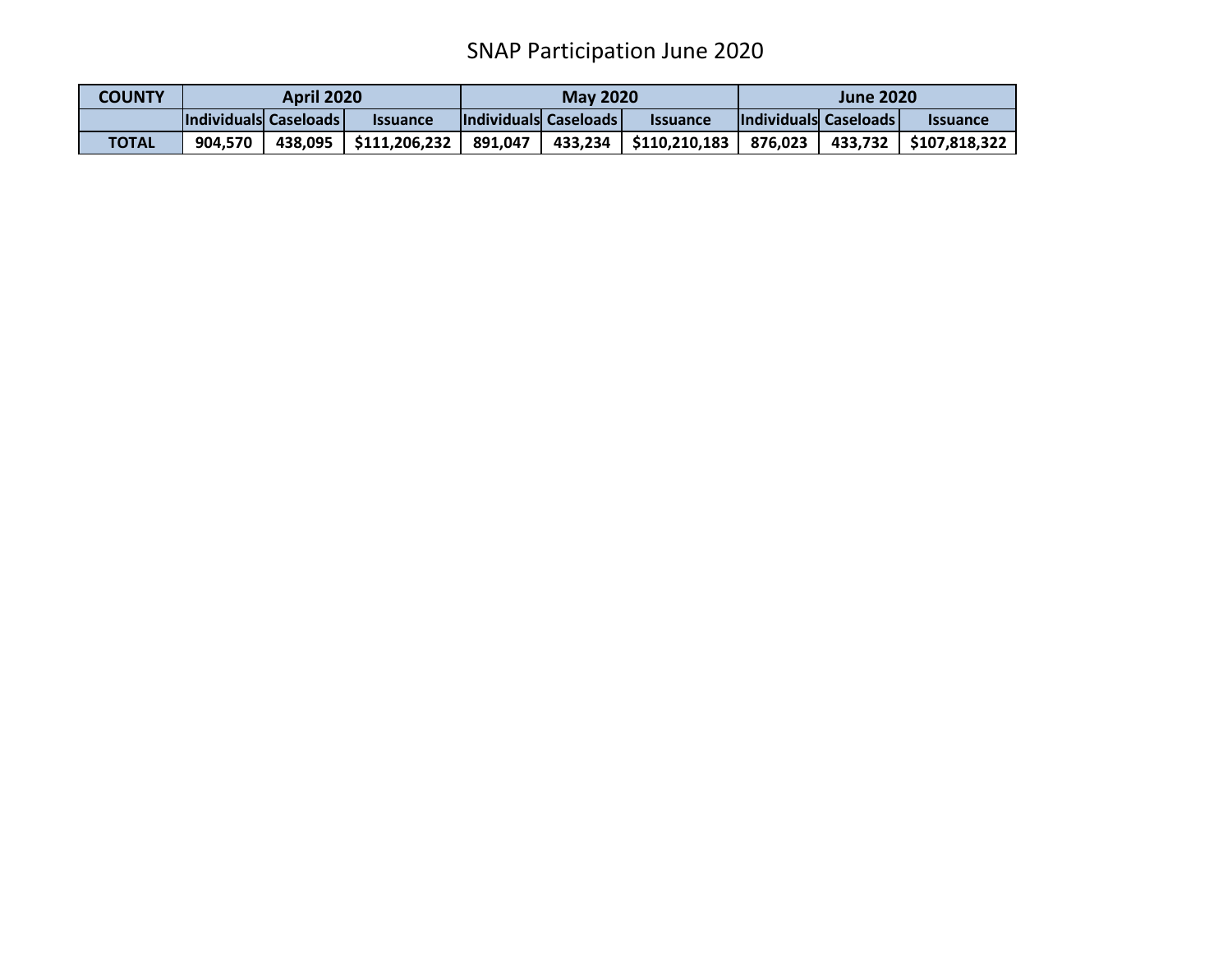# SNAP Participation June 2020

| COUNTY | April 2020 | | | May 2020 | | | June 2020 | | |
|---|---|---|---|---|---|---|---|---|---|
| | Individuals | Caseloads | Issuance | Individuals | Caseloads | Issuance | Individuals | Caseloads | Issuance |
| **TOTAL** | **904,570** | **438,095** | **$111,206,232** | **891,047** | **433,234** | **$110,210,183** | **876,023** | **433,732** | **$107,818,322** |